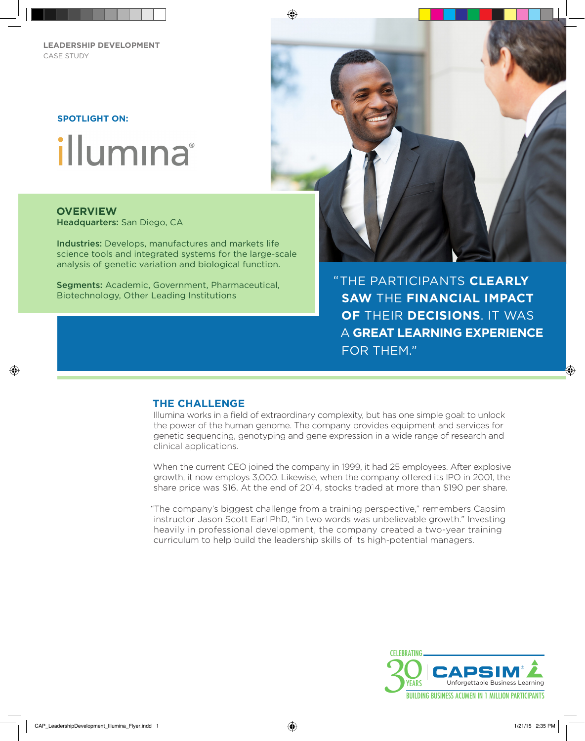LEADERSHIP DEVELOPMENT
CASE STUDY

**SPOTLIGHT ON:**

# illumina®

## OVERVIEW

**Headquarters:** San Diego, CA

**Industries:** Develops, manufactures and markets life science tools and integrated systems for the large-scale analysis of genetic variation and biological function.

**Segments:** Academic, Government, Pharmaceutical, Biotechnology, Other Leading Institutions

> "THE PARTICIPANTS **CLEARLY SAW** THE **FINANCIAL IMPACT OF** THEIR **DECISIONS**. IT WAS A **GREAT LEARNING EXPERIENCE** FOR THEM."

## THE CHALLENGE

Illumina works in a field of extraordinary complexity, but has one simple goal: to unlock the power of the human genome. The company provides equipment and services for genetic sequencing, genotyping and gene expression in a wide range of research and clinical applications.

When the current CEO joined the company in 1999, it had 25 employees. After explosive growth, it now employs 3,000. Likewise, when the company offered its IPO in 2001, the share price was $16. At the end of 2014, stocks traded at more than $190 per share.

"The company's biggest challenge from a training perspective," remembers Capsim instructor Jason Scott Earl PhD, "in two words was unbelievable growth." Investing heavily in professional development, the company created a two-year training curriculum to help build the leadership skills of its high-potential managers.

CELEBRATING 30 YEARS | CAPSIM® Unforgettable Business Learning
BUILDING BUSINESS ACUMEN IN 1 MILLION PARTICIPANTS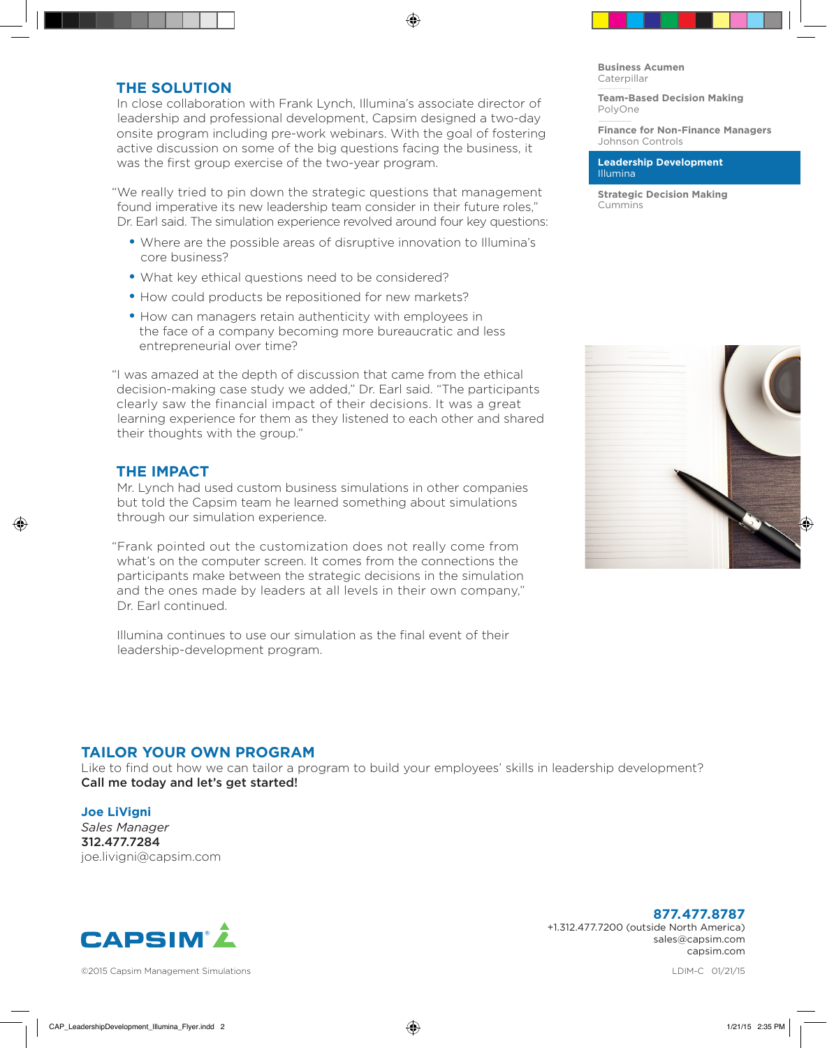## THE SOLUTION

In close collaboration with Frank Lynch, Illumina's associate director of leadership and professional development, Capsim designed a two-day onsite program including pre-work webinars. With the goal of fostering active discussion on some of the big questions facing the business, it was the first group exercise of the two-year program.

"We really tried to pin down the strategic questions that management found imperative its new leadership team consider in their future roles," Dr. Earl said. The simulation experience revolved around four key questions:

- Where are the possible areas of disruptive innovation to Illumina's core business?
- What key ethical questions need to be considered?
- How could products be repositioned for new markets?
- How can managers retain authenticity with employees in the face of a company becoming more bureaucratic and less entrepreneurial over time?

"I was amazed at the depth of discussion that came from the ethical decision-making case study we added," Dr. Earl said. "The participants clearly saw the financial impact of their decisions. It was a great learning experience for them as they listened to each other and shared their thoughts with the group."

## THE IMPACT

Mr. Lynch had used custom business simulations in other companies but told the Capsim team he learned something about simulations through our simulation experience.

"Frank pointed out the customization does not really come from what's on the computer screen. It comes from the connections the participants make between the strategic decisions in the simulation and the ones made by leaders at all levels in their own company," Dr. Earl continued.

Illumina continues to use our simulation as the final event of their leadership-development program.

**Business Acumen**
Caterpillar

**Team-Based Decision Making**
PolyOne

**Finance for Non-Finance Managers**
Johnson Controls

**Leadership Development**
Illumina

**Strategic Decision Making**
Cummins

## TAILOR YOUR OWN PROGRAM

Like to find out how we can tailor a program to build your employees' skills in leadership development?
**Call me today and let's get started!**

**Joe LiVigni**
*Sales Manager*
**312.477.7284**
joe.livigni@capsim.com

CAPSIM®

©2015 Capsim Management Simulations

**877.477.8787**
+1.312.477.7200 (outside North America)
sales@capsim.com
capsim.com

LDIM-C 01/21/15